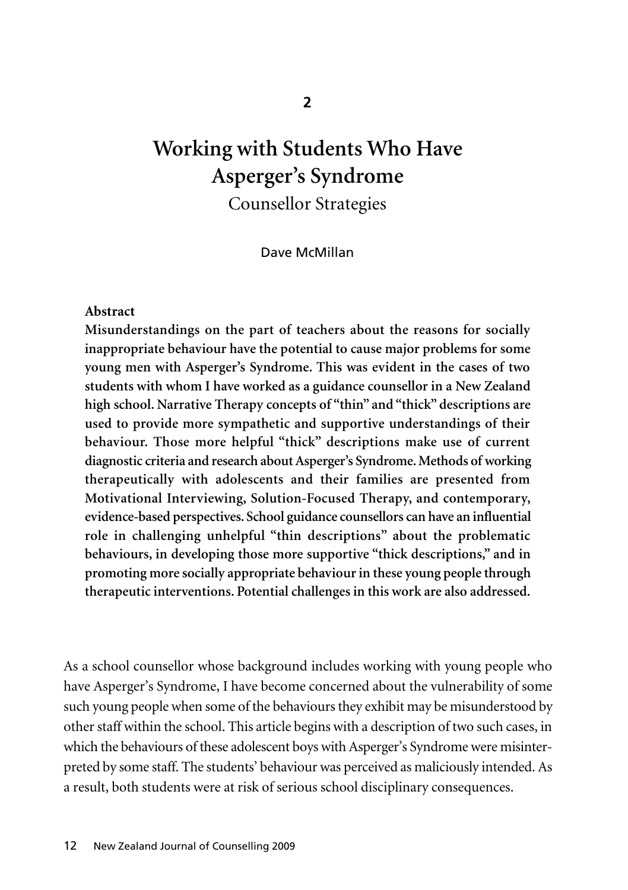2

# Working with Students Who Have Asperger's Syndrome

## Counsellor Strategies

Dave McMillan

**Abstract**

**Misunderstandings on the part of teachers about the reasons for socially inappropriate behaviour have the potential to cause major problems for some young men with Asperger's Syndrome. This was evident in the cases of two students with whom I have worked as a guidance counsellor in a New Zealand high school. Narrative Therapy concepts of "thin" and "thick" descriptions are used to provide more sympathetic and supportive understandings of their behaviour. Those more helpful "thick" descriptions make use of current diagnostic criteria and research about Asperger's Syndrome. Methods of working therapeutically with adolescents and their families are presented from Motivational Interviewing, Solution-Focused Therapy, and contemporary, evidence-based perspectives. School guidance counsellors can have an influential role in challenging unhelpful "thin descriptions" about the problematic behaviours, in developing those more supportive "thick descriptions," and in promoting more socially appropriate behaviour in these young people through therapeutic interventions. Potential challenges in this work are also addressed.**

As a school counsellor whose background includes working with young people who have Asperger's Syndrome, I have become concerned about the vulnerability of some such young people when some of the behaviours they exhibit may be misunderstood by other staff within the school. This article begins with a description of two such cases, in which the behaviours of these adolescent boys with Asperger's Syndrome were misinterpreted by some staff. The students' behaviour was perceived as maliciously intended. As a result, both students were at risk of serious school disciplinary consequences.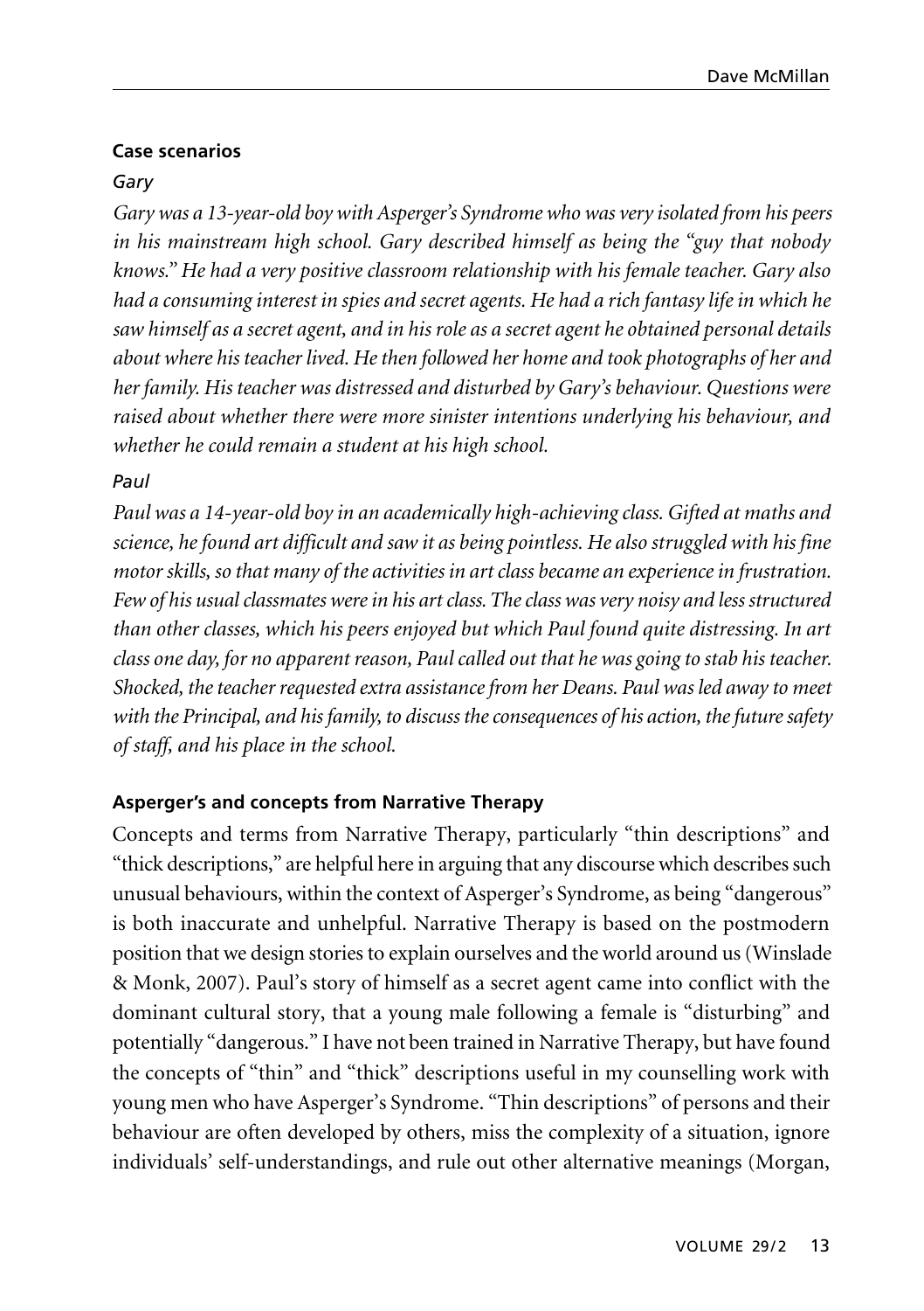### Case scenarios

#### *Gary*

*Gary was a 13-year-old boy with Asperger's Syndrome who was very isolated from his peers in his mainstream high school. Gary described himself as being the "guy that nobody knows." He had a very positive classroom relationship with his female teacher. Gary also had a consuming interest in spies and secret agents. He had a rich fantasy life in which he saw himself as a secret agent, and in his role as a secret agent he obtained personal details about where his teacher lived. He then followed her home and took photographs of her and her family. His teacher was distressed and disturbed by Gary's behaviour. Questions were raised about whether there were more sinister intentions underlying his behaviour, and whether he could remain a student at his high school.*

#### *Paul*

*Paul was a 14-year-old boy in an academically high-achieving class. Gifted at maths and science, he found art difficult and saw it as being pointless. He also struggled with his fine motor skills, so that many of the activities in art class became an experience in frustration. Few of his usual classmates were in his art class. The class was very noisy and less structured than other classes, which his peers enjoyed but which Paul found quite distressing. In art class one day, for no apparent reason, Paul called out that he was going to stab his teacher. Shocked, the teacher requested extra assistance from her Deans. Paul was led away to meet with the Principal, and his family, to discuss the consequences of his action, the future safety of staff, and his place in the school.*

### Asperger's and concepts from Narrative Therapy

Concepts and terms from Narrative Therapy, particularly "thin descriptions" and "thick descriptions," are helpful here in arguing that any discourse which describes such unusual behaviours, within the context of Asperger's Syndrome, as being "dangerous" is both inaccurate and unhelpful. Narrative Therapy is based on the postmodern position that we design stories to explain ourselves and the world around us (Winslade & Monk, 2007). Paul's story of himself as a secret agent came into conflict with the dominant cultural story, that a young male following a female is "disturbing" and potentially "dangerous." I have not been trained in Narrative Therapy, but have found the concepts of "thin" and "thick" descriptions useful in my counselling work with young men who have Asperger's Syndrome. "Thin descriptions" of persons and their behaviour are often developed by others, miss the complexity of a situation, ignore individuals' self-understandings, and rule out other alternative meanings (Morgan,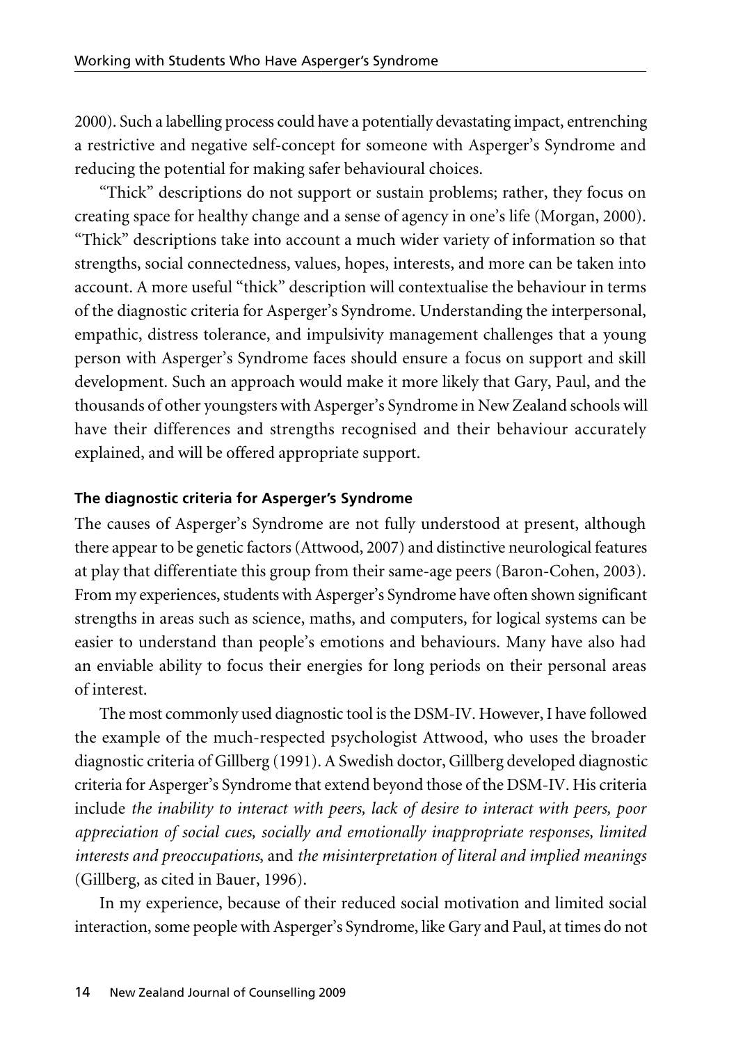2000). Such a labelling process could have a potentially devastating impact, entrenching a restrictive and negative self-concept for someone with Asperger's Syndrome and reducing the potential for making safer behavioural choices.

"Thick" descriptions do not support or sustain problems; rather, they focus on creating space for healthy change and a sense of agency in one's life (Morgan, 2000). "Thick" descriptions take into account a much wider variety of information so that strengths, social connectedness, values, hopes, interests, and more can be taken into account. A more useful "thick" description will contextualise the behaviour in terms of the diagnostic criteria for Asperger's Syndrome. Understanding the interpersonal, empathic, distress tolerance, and impulsivity management challenges that a young person with Asperger's Syndrome faces should ensure a focus on support and skill development. Such an approach would make it more likely that Gary, Paul, and the thousands of other youngsters with Asperger's Syndrome in New Zealand schools will have their differences and strengths recognised and their behaviour accurately explained, and will be offered appropriate support.

### The diagnostic criteria for Asperger's Syndrome

The causes of Asperger's Syndrome are not fully understood at present, although there appear to be genetic factors (Attwood, 2007) and distinctive neurological features at play that differentiate this group from their same-age peers (Baron-Cohen, 2003). From my experiences, students with Asperger's Syndrome have often shown significant strengths in areas such as science, maths, and computers, for logical systems can be easier to understand than people's emotions and behaviours. Many have also had an enviable ability to focus their energies for long periods on their personal areas of interest.

The most commonly used diagnostic tool is the DSM-IV. However, I have followed the example of the much-respected psychologist Attwood, who uses the broader diagnostic criteria of Gillberg (1991). A Swedish doctor, Gillberg developed diagnostic criteria for Asperger's Syndrome that extend beyond those of the DSM-IV. His criteria include *the inability to interact with peers, lack of desire to interact with peers, poor appreciation of social cues, socially and emotionally inappropriate responses, limited interests and preoccupations*, and *the misinterpretation of literal and implied meanings* (Gillberg, as cited in Bauer, 1996).

In my experience, because of their reduced social motivation and limited social interaction, some people with Asperger's Syndrome, like Gary and Paul, at times do not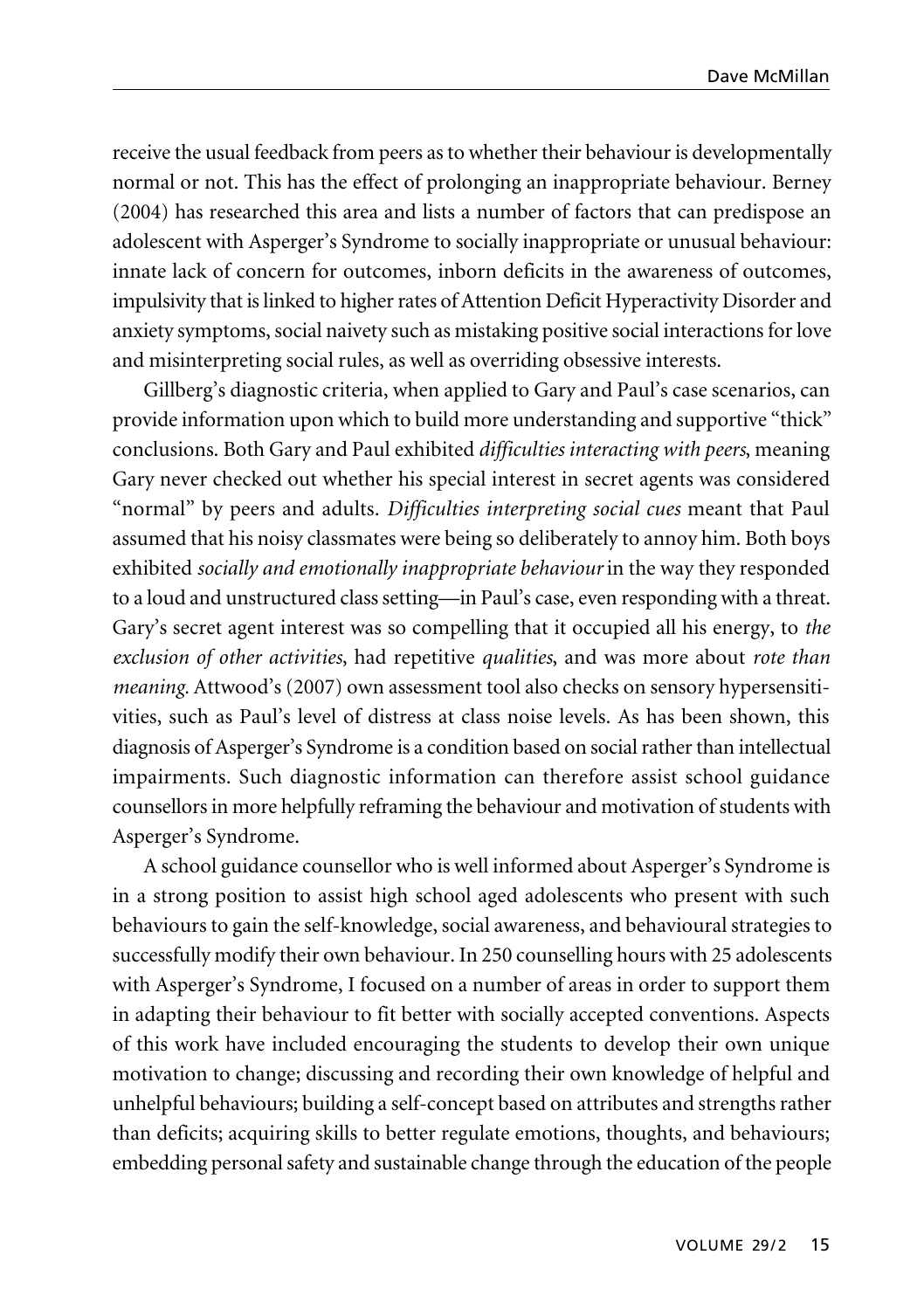receive the usual feedback from peers as to whether their behaviour is developmentally normal or not. This has the effect of prolonging an inappropriate behaviour. Berney (2004) has researched this area and lists a number of factors that can predispose an adolescent with Asperger's Syndrome to socially inappropriate or unusual behaviour: innate lack of concern for outcomes, inborn deficits in the awareness of outcomes, impulsivity that is linked to higher rates of Attention Deficit Hyperactivity Disorder and anxiety symptoms, social naivety such as mistaking positive social interactions for love and misinterpreting social rules, as well as overriding obsessive interests.

Gillberg's diagnostic criteria, when applied to Gary and Paul's case scenarios, can provide information upon which to build more understanding and supportive "thick" conclusions. Both Gary and Paul exhibited *difficulties interacting with peers*, meaning Gary never checked out whether his special interest in secret agents was considered "normal" by peers and adults. *Difficulties interpreting social cues* meant that Paul assumed that his noisy classmates were being so deliberately to annoy him. Both boys exhibited *socially and emotionally inappropriate behaviour* in the way they responded to a loud and unstructured class setting—in Paul's case, even responding with a threat. Gary's secret agent interest was so compelling that it occupied all his energy, to *the exclusion of other activities*, had repetitive *qualities*, and was more about *rote than meaning*. Attwood's (2007) own assessment tool also checks on sensory hypersensitivities, such as Paul's level of distress at class noise levels. As has been shown, this diagnosis of Asperger's Syndrome is a condition based on social rather than intellectual impairments. Such diagnostic information can therefore assist school guidance counsellors in more helpfully reframing the behaviour and motivation of students with Asperger's Syndrome.

A school guidance counsellor who is well informed about Asperger's Syndrome is in a strong position to assist high school aged adolescents who present with such behaviours to gain the self-knowledge, social awareness, and behavioural strategies to successfully modify their own behaviour. In 250 counselling hours with 25 adolescents with Asperger's Syndrome, I focused on a number of areas in order to support them in adapting their behaviour to fit better with socially accepted conventions. Aspects of this work have included encouraging the students to develop their own unique motivation to change; discussing and recording their own knowledge of helpful and unhelpful behaviours; building a self-concept based on attributes and strengths rather than deficits; acquiring skills to better regulate emotions, thoughts, and behaviours; embedding personal safety and sustainable change through the education of the people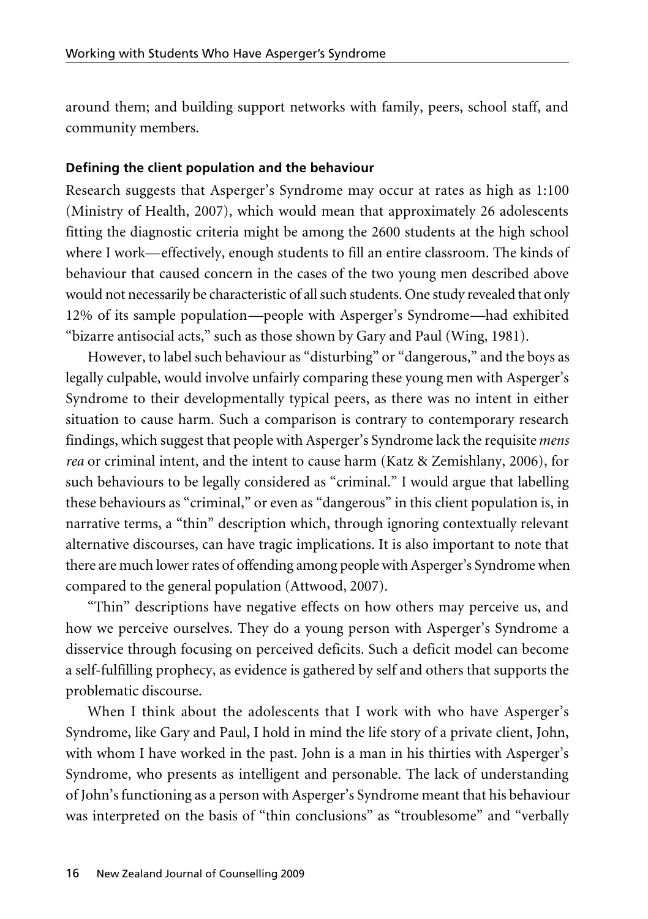around them; and building support networks with family, peers, school staff, and community members.

#### Defining the client population and the behaviour

Research suggests that Asperger's Syndrome may occur at rates as high as 1:100 (Ministry of Health, 2007), which would mean that approximately 26 adolescents fitting the diagnostic criteria might be among the 2600 students at the high school where I work—effectively, enough students to fill an entire classroom. The kinds of behaviour that caused concern in the cases of the two young men described above would not necessarily be characteristic of all such students. One study revealed that only 12% of its sample population—people with Asperger's Syndrome—had exhibited "bizarre antisocial acts," such as those shown by Gary and Paul (Wing, 1981).

However, to label such behaviour as "disturbing" or "dangerous," and the boys as legally culpable, would involve unfairly comparing these young men with Asperger's Syndrome to their developmentally typical peers, as there was no intent in either situation to cause harm. Such a comparison is contrary to contemporary research findings, which suggest that people with Asperger's Syndrome lack the requisite *mens rea* or criminal intent, and the intent to cause harm (Katz & Zemishlany, 2006), for such behaviours to be legally considered as "criminal." I would argue that labelling these behaviours as "criminal," or even as "dangerous" in this client population is, in narrative terms, a "thin" description which, through ignoring contextually relevant alternative discourses, can have tragic implications. It is also important to note that there are much lower rates of offending among people with Asperger's Syndrome when compared to the general population (Attwood, 2007).

"Thin" descriptions have negative effects on how others may perceive us, and how we perceive ourselves. They do a young person with Asperger's Syndrome a disservice through focusing on perceived deficits. Such a deficit model can become a self-fulfilling prophecy, as evidence is gathered by self and others that supports the problematic discourse.

When I think about the adolescents that I work with who have Asperger's Syndrome, like Gary and Paul, I hold in mind the life story of a private client, John, with whom I have worked in the past. John is a man in his thirties with Asperger's Syndrome, who presents as intelligent and personable. The lack of understanding of John's functioning as a person with Asperger's Syndrome meant that his behaviour was interpreted on the basis of "thin conclusions" as "troublesome" and "verbally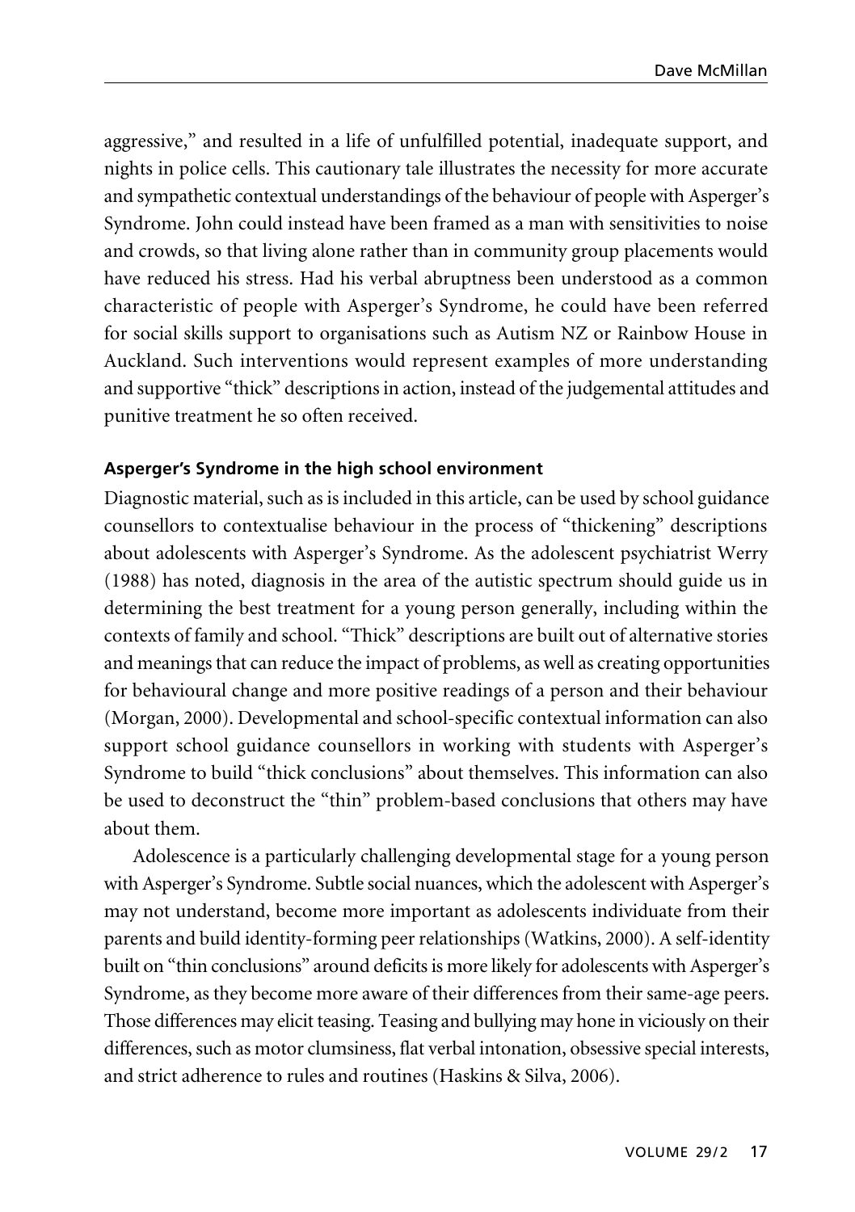aggressive," and resulted in a life of unfulfilled potential, inadequate support, and nights in police cells. This cautionary tale illustrates the necessity for more accurate and sympathetic contextual understandings of the behaviour of people with Asperger's Syndrome. John could instead have been framed as a man with sensitivities to noise and crowds, so that living alone rather than in community group placements would have reduced his stress. Had his verbal abruptness been understood as a common characteristic of people with Asperger's Syndrome, he could have been referred for social skills support to organisations such as Autism NZ or Rainbow House in Auckland. Such interventions would represent examples of more understanding and supportive "thick" descriptions in action, instead of the judgemental attitudes and punitive treatment he so often received.

### Asperger's Syndrome in the high school environment

Diagnostic material, such as is included in this article, can be used by school guidance counsellors to contextualise behaviour in the process of "thickening" descriptions about adolescents with Asperger's Syndrome. As the adolescent psychiatrist Werry (1988) has noted, diagnosis in the area of the autistic spectrum should guide us in determining the best treatment for a young person generally, including within the contexts of family and school. "Thick" descriptions are built out of alternative stories and meanings that can reduce the impact of problems, as well as creating opportunities for behavioural change and more positive readings of a person and their behaviour (Morgan, 2000). Developmental and school-specific contextual information can also support school guidance counsellors in working with students with Asperger's Syndrome to build "thick conclusions" about themselves. This information can also be used to deconstruct the "thin" problem-based conclusions that others may have about them.

Adolescence is a particularly challenging developmental stage for a young person with Asperger's Syndrome. Subtle social nuances, which the adolescent with Asperger's may not understand, become more important as adolescents individuate from their parents and build identity-forming peer relationships (Watkins, 2000). A self-identity built on "thin conclusions" around deficits is more likely for adolescents with Asperger's Syndrome, as they become more aware of their differences from their same-age peers. Those differences may elicit teasing. Teasing and bullying may hone in viciously on their differences, such as motor clumsiness, flat verbal intonation, obsessive special interests, and strict adherence to rules and routines (Haskins & Silva, 2006).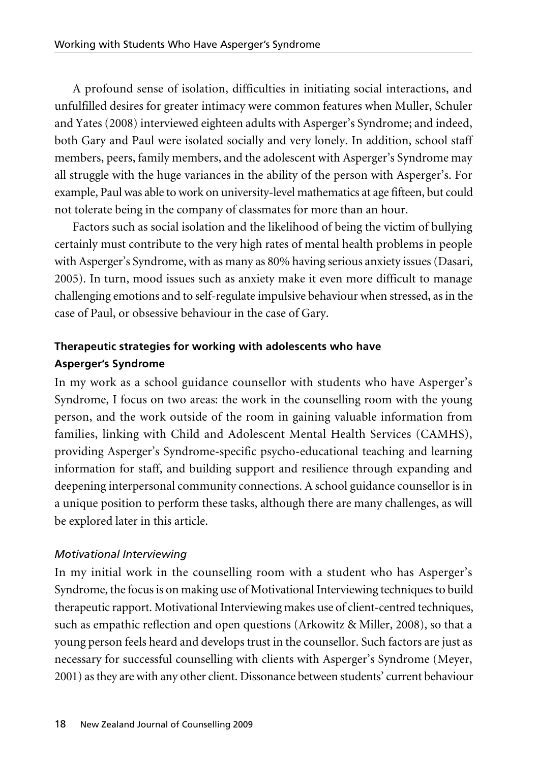A profound sense of isolation, difficulties in initiating social interactions, and unfulfilled desires for greater intimacy were common features when Muller, Schuler and Yates (2008) interviewed eighteen adults with Asperger's Syndrome; and indeed, both Gary and Paul were isolated socially and very lonely. In addition, school staff members, peers, family members, and the adolescent with Asperger's Syndrome may all struggle with the huge variances in the ability of the person with Asperger's. For example, Paul was able to work on university-level mathematics at age fifteen, but could not tolerate being in the company of classmates for more than an hour.

Factors such as social isolation and the likelihood of being the victim of bullying certainly must contribute to the very high rates of mental health problems in people with Asperger's Syndrome, with as many as 80% having serious anxiety issues (Dasari, 2005). In turn, mood issues such as anxiety make it even more difficult to manage challenging emotions and to self-regulate impulsive behaviour when stressed, as in the case of Paul, or obsessive behaviour in the case of Gary.

### Therapeutic strategies for working with adolescents who have Asperger's Syndrome

In my work as a school guidance counsellor with students who have Asperger's Syndrome, I focus on two areas: the work in the counselling room with the young person, and the work outside of the room in gaining valuable information from families, linking with Child and Adolescent Mental Health Services (CAMHS), providing Asperger's Syndrome-specific psycho-educational teaching and learning information for staff, and building support and resilience through expanding and deepening interpersonal community connections. A school guidance counsellor is in a unique position to perform these tasks, although there are many challenges, as will be explored later in this article.

#### *Motivational Interviewing*

In my initial work in the counselling room with a student who has Asperger's Syndrome, the focus is on making use of Motivational Interviewing techniques to build therapeutic rapport. Motivational Interviewing makes use of client-centred techniques, such as empathic reflection and open questions (Arkowitz & Miller, 2008), so that a young person feels heard and develops trust in the counsellor. Such factors are just as necessary for successful counselling with clients with Asperger's Syndrome (Meyer, 2001) as they are with any other client. Dissonance between students' current behaviour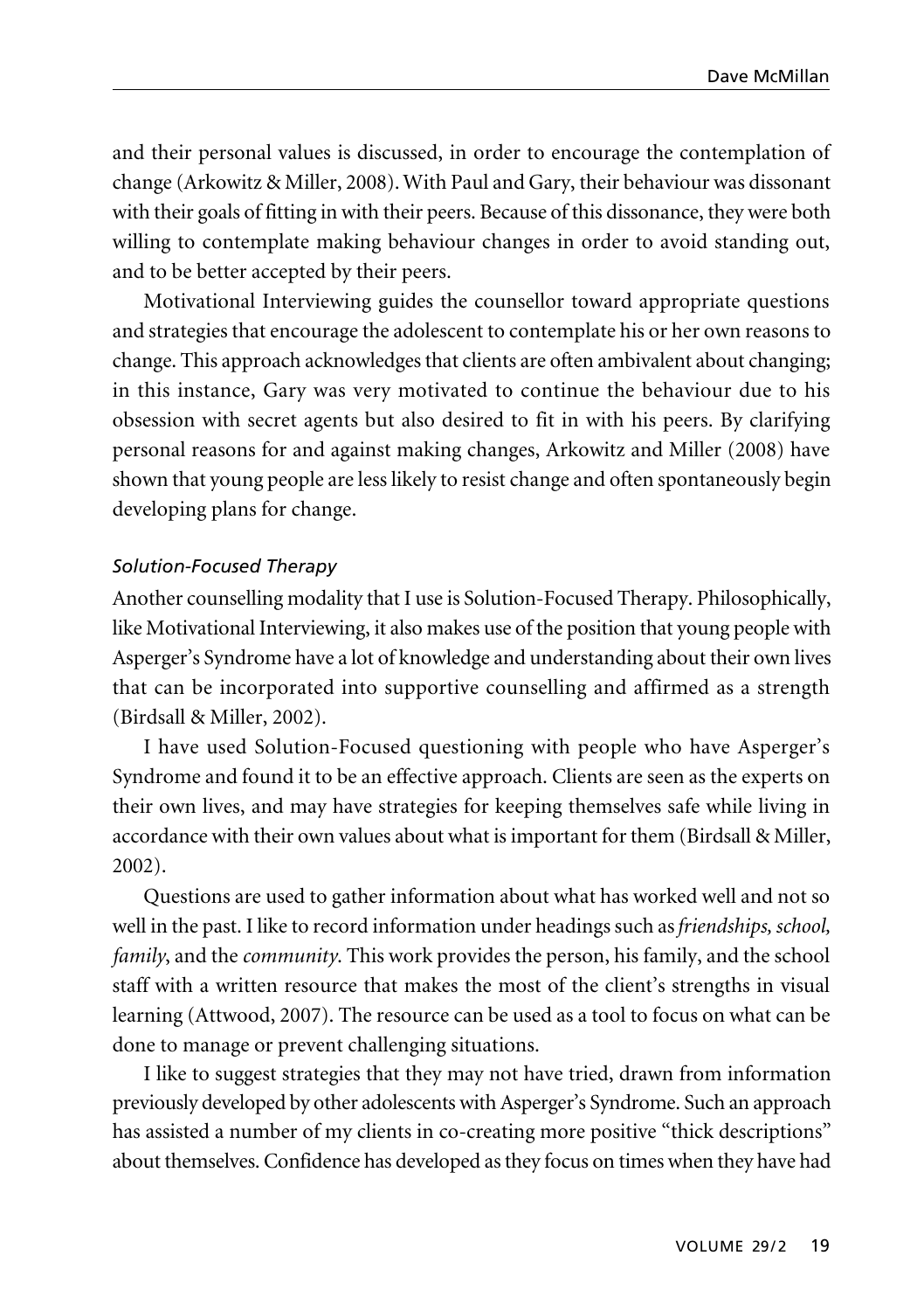and their personal values is discussed, in order to encourage the contemplation of change (Arkowitz & Miller, 2008). With Paul and Gary, their behaviour was dissonant with their goals of fitting in with their peers. Because of this dissonance, they were both willing to contemplate making behaviour changes in order to avoid standing out, and to be better accepted by their peers.

Motivational Interviewing guides the counsellor toward appropriate questions and strategies that encourage the adolescent to contemplate his or her own reasons to change. This approach acknowledges that clients are often ambivalent about changing; in this instance, Gary was very motivated to continue the behaviour due to his obsession with secret agents but also desired to fit in with his peers. By clarifying personal reasons for and against making changes, Arkowitz and Miller (2008) have shown that young people are less likely to resist change and often spontaneously begin developing plans for change.

### *Solution-Focused Therapy*

Another counselling modality that I use is Solution-Focused Therapy. Philosophically, like Motivational Interviewing, it also makes use of the position that young people with Asperger's Syndrome have a lot of knowledge and understanding about their own lives that can be incorporated into supportive counselling and affirmed as a strength (Birdsall & Miller, 2002).

I have used Solution-Focused questioning with people who have Asperger's Syndrome and found it to be an effective approach. Clients are seen as the experts on their own lives, and may have strategies for keeping themselves safe while living in accordance with their own values about what is important for them (Birdsall & Miller, 2002).

Questions are used to gather information about what has worked well and not so well in the past. I like to record information under headings such as *friendships, school, family*, and the *community*. This work provides the person, his family, and the school staff with a written resource that makes the most of the client's strengths in visual learning (Attwood, 2007). The resource can be used as a tool to focus on what can be done to manage or prevent challenging situations.

I like to suggest strategies that they may not have tried, drawn from information previously developed by other adolescents with Asperger's Syndrome. Such an approach has assisted a number of my clients in co-creating more positive "thick descriptions" about themselves. Confidence has developed as they focus on times when they have had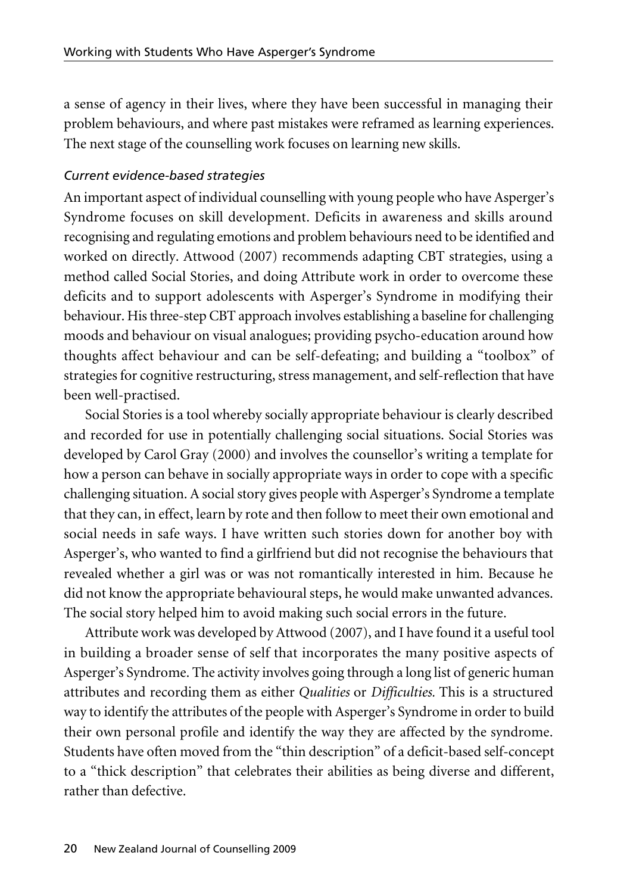a sense of agency in their lives, where they have been successful in managing their problem behaviours, and where past mistakes were reframed as learning experiences. The next stage of the counselling work focuses on learning new skills.

### *Current evidence-based strategies*

An important aspect of individual counselling with young people who have Asperger's Syndrome focuses on skill development. Deficits in awareness and skills around recognising and regulating emotions and problem behaviours need to be identified and worked on directly. Attwood (2007) recommends adapting CBT strategies, using a method called Social Stories, and doing Attribute work in order to overcome these deficits and to support adolescents with Asperger's Syndrome in modifying their behaviour. His three-step CBT approach involves establishing a baseline for challenging moods and behaviour on visual analogues; providing psycho-education around how thoughts affect behaviour and can be self-defeating; and building a "toolbox" of strategies for cognitive restructuring, stress management, and self-reflection that have been well-practised.

Social Stories is a tool whereby socially appropriate behaviour is clearly described and recorded for use in potentially challenging social situations. Social Stories was developed by Carol Gray (2000) and involves the counsellor's writing a template for how a person can behave in socially appropriate ways in order to cope with a specific challenging situation. A social story gives people with Asperger's Syndrome a template that they can, in effect, learn by rote and then follow to meet their own emotional and social needs in safe ways. I have written such stories down for another boy with Asperger's, who wanted to find a girlfriend but did not recognise the behaviours that revealed whether a girl was or was not romantically interested in him. Because he did not know the appropriate behavioural steps, he would make unwanted advances. The social story helped him to avoid making such social errors in the future.

Attribute work was developed by Attwood (2007), and I have found it a useful tool in building a broader sense of self that incorporates the many positive aspects of Asperger's Syndrome. The activity involves going through a long list of generic human attributes and recording them as either *Qualities* or *Difficulties.* This is a structured way to identify the attributes of the people with Asperger's Syndrome in order to build their own personal profile and identify the way they are affected by the syndrome. Students have often moved from the "thin description" of a deficit-based self-concept to a "thick description" that celebrates their abilities as being diverse and different, rather than defective.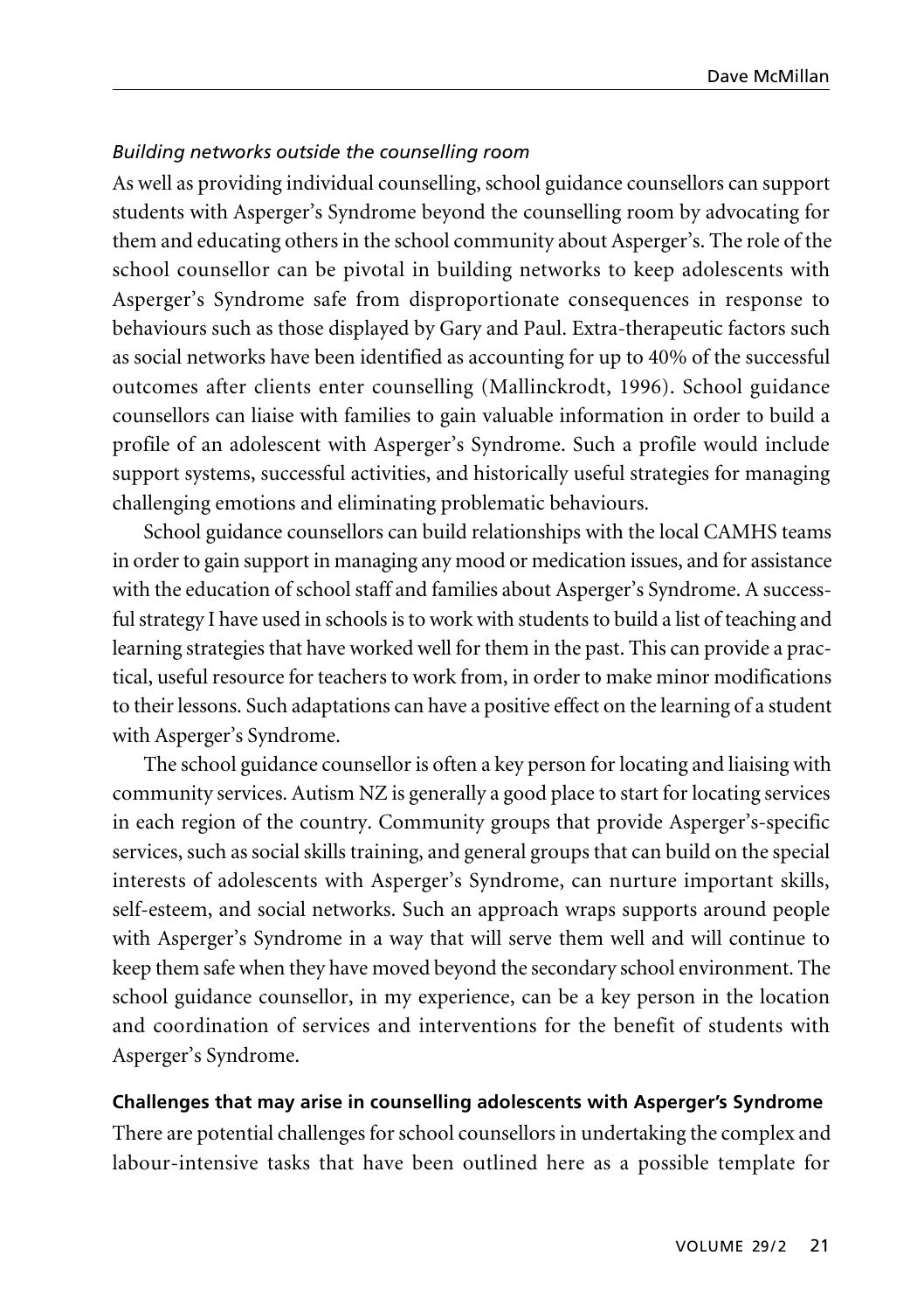*Building networks outside the counselling room*

As well as providing individual counselling, school guidance counsellors can support students with Asperger's Syndrome beyond the counselling room by advocating for them and educating others in the school community about Asperger's. The role of the school counsellor can be pivotal in building networks to keep adolescents with Asperger's Syndrome safe from disproportionate consequences in response to behaviours such as those displayed by Gary and Paul. Extra-therapeutic factors such as social networks have been identified as accounting for up to 40% of the successful outcomes after clients enter counselling (Mallinckrodt, 1996). School guidance counsellors can liaise with families to gain valuable information in order to build a profile of an adolescent with Asperger's Syndrome. Such a profile would include support systems, successful activities, and historically useful strategies for managing challenging emotions and eliminating problematic behaviours.

School guidance counsellors can build relationships with the local CAMHS teams in order to gain support in managing any mood or medication issues, and for assistance with the education of school staff and families about Asperger's Syndrome. A successful strategy I have used in schools is to work with students to build a list of teaching and learning strategies that have worked well for them in the past. This can provide a practical, useful resource for teachers to work from, in order to make minor modifications to their lessons. Such adaptations can have a positive effect on the learning of a student with Asperger's Syndrome.

The school guidance counsellor is often a key person for locating and liaising with community services. Autism NZ is generally a good place to start for locating services in each region of the country. Community groups that provide Asperger's-specific services, such as social skills training, and general groups that can build on the special interests of adolescents with Asperger's Syndrome, can nurture important skills, self-esteem, and social networks. Such an approach wraps supports around people with Asperger's Syndrome in a way that will serve them well and will continue to keep them safe when they have moved beyond the secondary school environment. The school guidance counsellor, in my experience, can be a key person in the location and coordination of services and interventions for the benefit of students with Asperger's Syndrome.

**Challenges that may arise in counselling adolescents with Asperger's Syndrome**

There are potential challenges for school counsellors in undertaking the complex and labour-intensive tasks that have been outlined here as a possible template for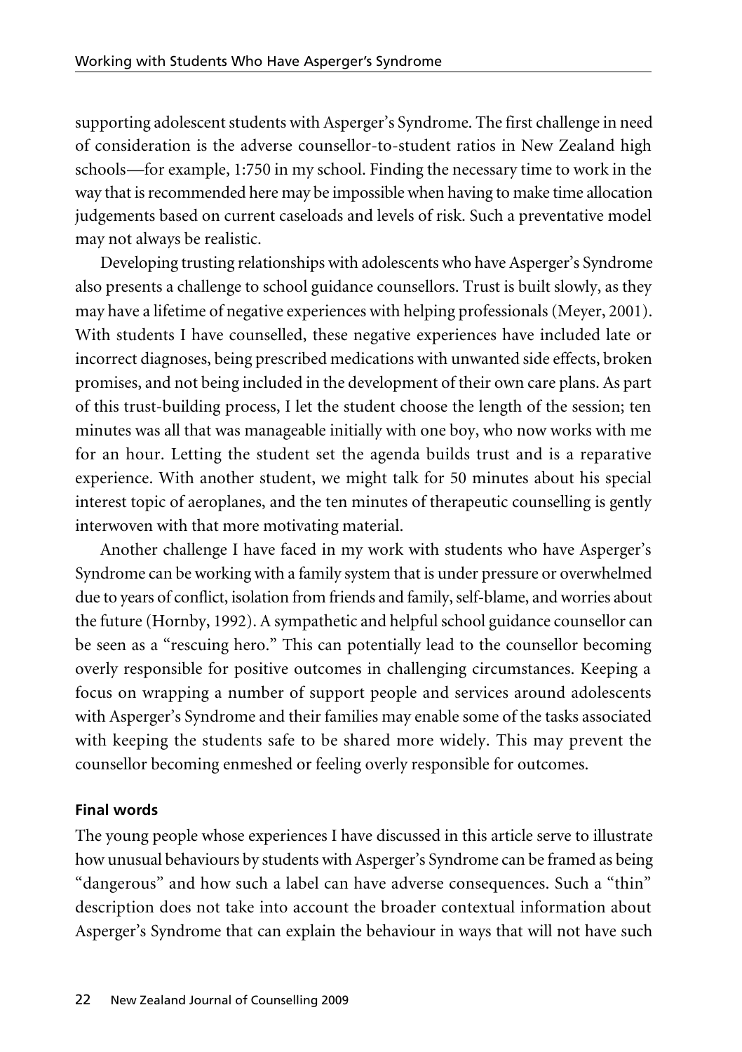supporting adolescent students with Asperger's Syndrome. The first challenge in need of consideration is the adverse counsellor-to-student ratios in New Zealand high schools—for example, 1:750 in my school. Finding the necessary time to work in the way that is recommended here may be impossible when having to make time allocation judgements based on current caseloads and levels of risk. Such a preventative model may not always be realistic.

Developing trusting relationships with adolescents who have Asperger's Syndrome also presents a challenge to school guidance counsellors. Trust is built slowly, as they may have a lifetime of negative experiences with helping professionals (Meyer, 2001). With students I have counselled, these negative experiences have included late or incorrect diagnoses, being prescribed medications with unwanted side effects, broken promises, and not being included in the development of their own care plans. As part of this trust-building process, I let the student choose the length of the session; ten minutes was all that was manageable initially with one boy, who now works with me for an hour. Letting the student set the agenda builds trust and is a reparative experience. With another student, we might talk for 50 minutes about his special interest topic of aeroplanes, and the ten minutes of therapeutic counselling is gently interwoven with that more motivating material.

Another challenge I have faced in my work with students who have Asperger's Syndrome can be working with a family system that is under pressure or overwhelmed due to years of conflict, isolation from friends and family, self-blame, and worries about the future (Hornby, 1992). A sympathetic and helpful school guidance counsellor can be seen as a "rescuing hero." This can potentially lead to the counsellor becoming overly responsible for positive outcomes in challenging circumstances. Keeping a focus on wrapping a number of support people and services around adolescents with Asperger's Syndrome and their families may enable some of the tasks associated with keeping the students safe to be shared more widely. This may prevent the counsellor becoming enmeshed or feeling overly responsible for outcomes.

### Final words

The young people whose experiences I have discussed in this article serve to illustrate how unusual behaviours by students with Asperger's Syndrome can be framed as being "dangerous" and how such a label can have adverse consequences. Such a "thin" description does not take into account the broader contextual information about Asperger's Syndrome that can explain the behaviour in ways that will not have such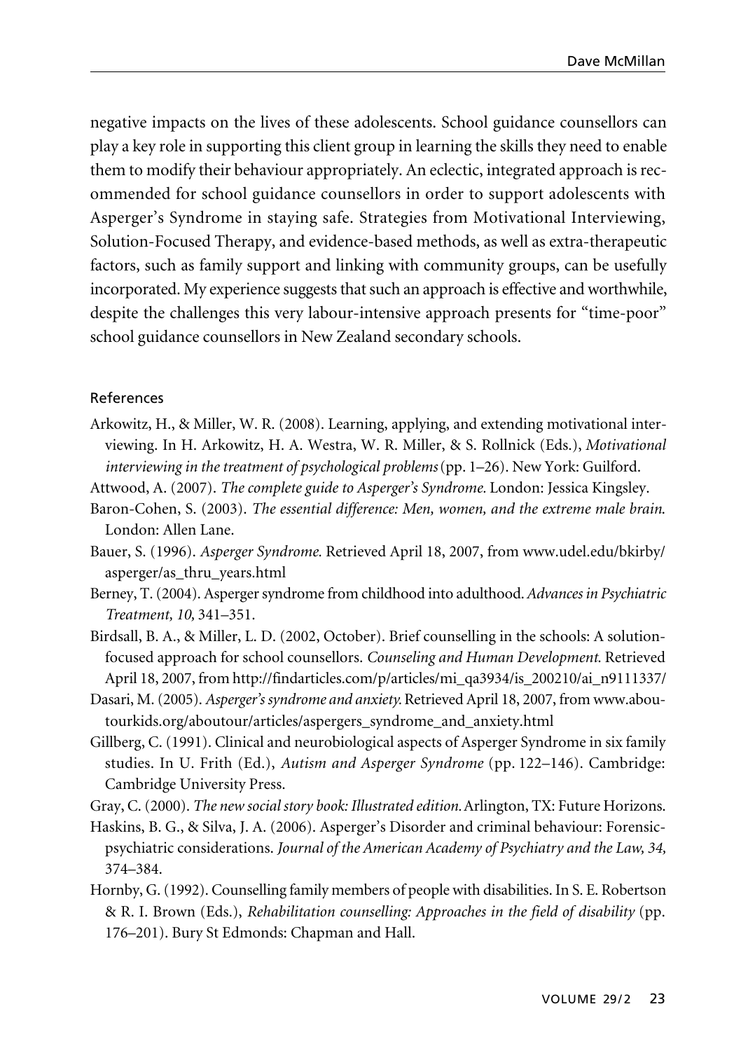negative impacts on the lives of these adolescents. School guidance counsellors can play a key role in supporting this client group in learning the skills they need to enable them to modify their behaviour appropriately. An eclectic, integrated approach is recommended for school guidance counsellors in order to support adolescents with Asperger's Syndrome in staying safe. Strategies from Motivational Interviewing, Solution-Focused Therapy, and evidence-based methods, as well as extra-therapeutic factors, such as family support and linking with community groups, can be usefully incorporated. My experience suggests that such an approach is effective and worthwhile, despite the challenges this very labour-intensive approach presents for "time-poor" school guidance counsellors in New Zealand secondary schools.

## References

Arkowitz, H., & Miller, W. R. (2008). Learning, applying, and extending motivational interviewing. In H. Arkowitz, H. A. Westra, W. R. Miller, & S. Rollnick (Eds.), *Motivational interviewing in the treatment of psychological problems* (pp. 1–26). New York: Guilford.

Attwood, A. (2007). *The complete guide to Asperger's Syndrome.* London: Jessica Kingsley.

Baron-Cohen, S. (2003). *The essential difference: Men, women, and the extreme male brain.* London: Allen Lane.

Bauer, S. (1996). *Asperger Syndrome.* Retrieved April 18, 2007, from www.udel.edu/bkirby/asperger/as_thru_years.html

Berney, T. (2004). Asperger syndrome from childhood into adulthood. *Advances in Psychiatric Treatment, 10,* 341–351.

Birdsall, B. A., & Miller, L. D. (2002, October). Brief counselling in the schools: A solution-focused approach for school counsellors. *Counseling and Human Development.* Retrieved April 18, 2007, from http://findarticles.com/p/articles/mi_qa3934/is_200210/ai_n9111337/

Dasari, M. (2005). *Asperger's syndrome and anxiety.* Retrieved April 18, 2007, from www.aboutourkids.org/aboutour/articles/aspergers_syndrome_and_anxiety.html

Gillberg, C. (1991). Clinical and neurobiological aspects of Asperger Syndrome in six family studies. In U. Frith (Ed.), *Autism and Asperger Syndrome* (pp. 122–146). Cambridge: Cambridge University Press.

Gray, C. (2000). *The new social story book: Illustrated edition.* Arlington, TX: Future Horizons.

Haskins, B. G., & Silva, J. A. (2006). Asperger's Disorder and criminal behaviour: Forensic-psychiatric considerations. *Journal of the American Academy of Psychiatry and the Law, 34,* 374–384.

Hornby, G. (1992). Counselling family members of people with disabilities. In S. E. Robertson & R. I. Brown (Eds.), *Rehabilitation counselling: Approaches in the field of disability* (pp. 176–201). Bury St Edmonds: Chapman and Hall.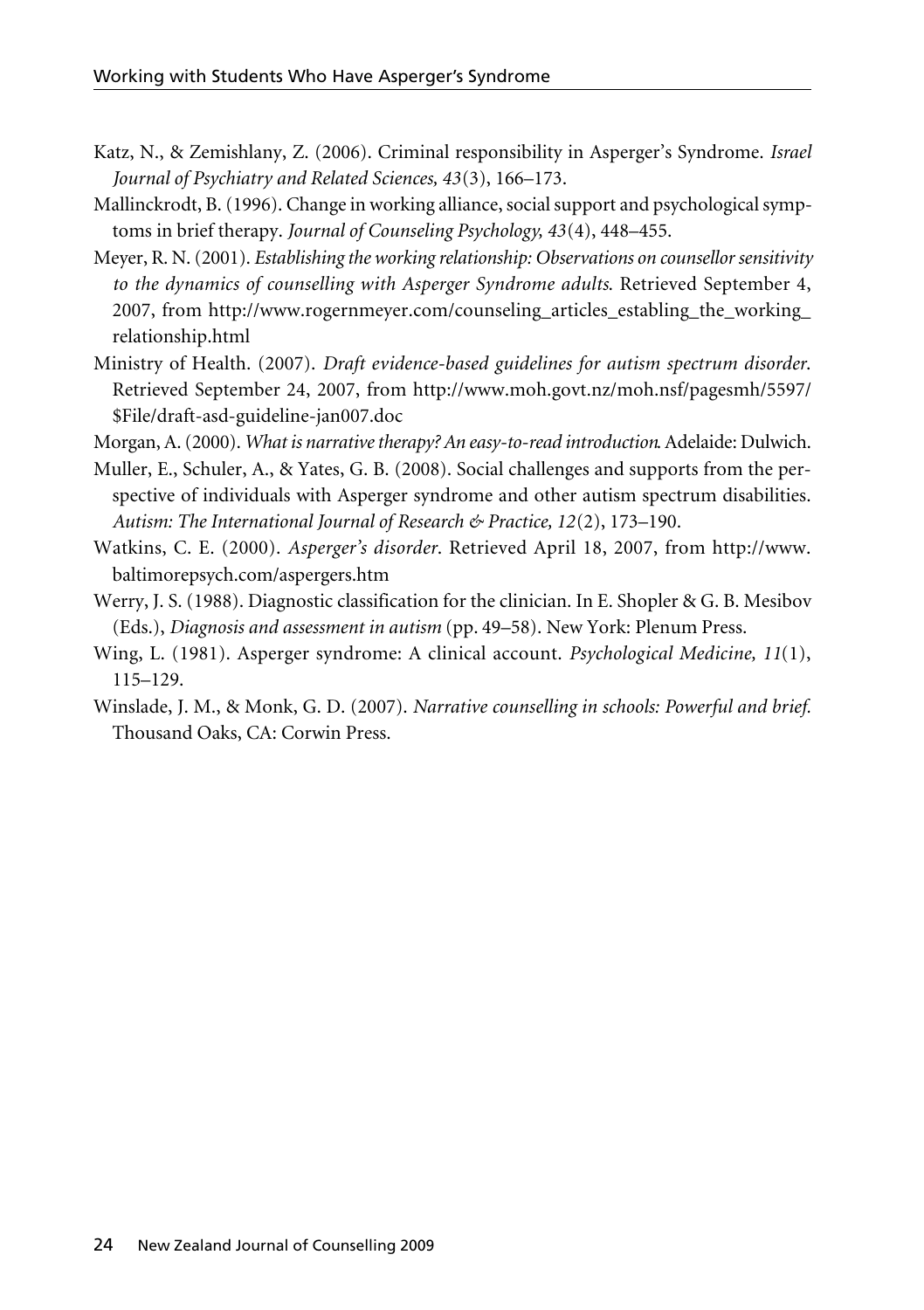Katz, N., & Zemishlany, Z. (2006). Criminal responsibility in Asperger's Syndrome. *Israel Journal of Psychiatry and Related Sciences, 43*(3), 166–173.

Mallinckrodt, B. (1996). Change in working alliance, social support and psychological symptoms in brief therapy. *Journal of Counseling Psychology, 43*(4), 448–455.

Meyer, R. N. (2001). *Establishing the working relationship: Observations on counsellor sensitivity to the dynamics of counselling with Asperger Syndrome adults.* Retrieved September 4, 2007, from http://www.rogernmeyer.com/counseling_articles_establing_the_working_relationship.html

Ministry of Health. (2007). *Draft evidence-based guidelines for autism spectrum disorder.* Retrieved September 24, 2007, from http://www.moh.govt.nz/moh.nsf/pagesmh/5597/$File/draft-asd-guideline-jan007.doc

Morgan, A. (2000). *What is narrative therapy? An easy-to-read introduction.* Adelaide: Dulwich.

Muller, E., Schuler, A., & Yates, G. B. (2008). Social challenges and supports from the perspective of individuals with Asperger syndrome and other autism spectrum disabilities. *Autism: The International Journal of Research & Practice, 12*(2), 173–190.

Watkins, C. E. (2000). *Asperger's disorder.* Retrieved April 18, 2007, from http://www.baltimorepsych.com/aspergers.htm

Werry, J. S. (1988). Diagnostic classification for the clinician. In E. Shopler & G. B. Mesibov (Eds.), *Diagnosis and assessment in autism* (pp. 49–58). New York: Plenum Press.

Wing, L. (1981). Asperger syndrome: A clinical account. *Psychological Medicine, 11*(1), 115–129.

Winslade, J. M., & Monk, G. D. (2007). *Narrative counselling in schools: Powerful and brief.* Thousand Oaks, CA: Corwin Press.